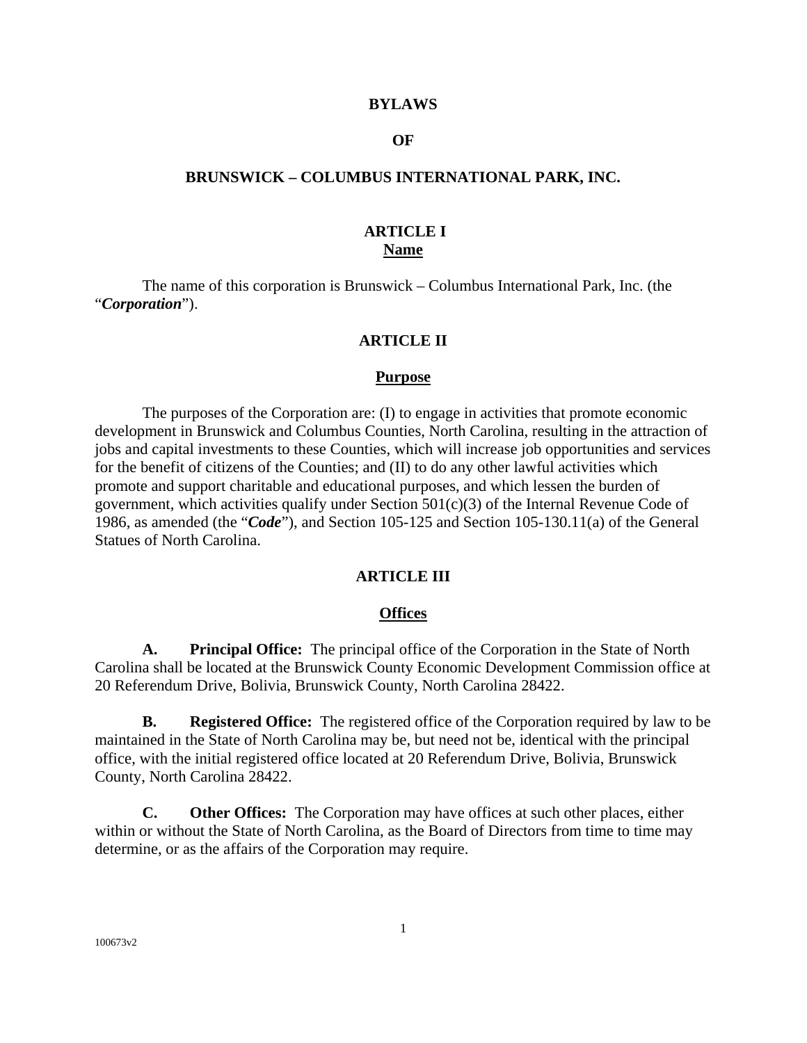# BYLAWS

# OF

# BRUNSWICK – COLUMBUS INTERNATIONAL PARK, INC.

## ARTICLE I
## Name

The name of this corporation is Brunswick – Columbus International Park, Inc. (the "***Corporation***").

## ARTICLE II

## Purpose

The purposes of the Corporation are: (I) to engage in activities that promote economic development in Brunswick and Columbus Counties, North Carolina, resulting in the attraction of jobs and capital investments to these Counties, which will increase job opportunities and services for the benefit of citizens of the Counties; and (II) to do any other lawful activities which promote and support charitable and educational purposes, and which lessen the burden of government, which activities qualify under Section 501(c)(3) of the Internal Revenue Code of 1986, as amended (the "***Code***"), and Section 105-125 and Section 105-130.11(a) of the General Statues of North Carolina.

## ARTICLE III

## Offices

**A. Principal Office:** The principal office of the Corporation in the State of North Carolina shall be located at the Brunswick County Economic Development Commission office at 20 Referendum Drive, Bolivia, Brunswick County, North Carolina 28422.

**B. Registered Office:** The registered office of the Corporation required by law to be maintained in the State of North Carolina may be, but need not be, identical with the principal office, with the initial registered office located at 20 Referendum Drive, Bolivia, Brunswick County, North Carolina 28422.

**C. Other Offices:** The Corporation may have offices at such other places, either within or without the State of North Carolina, as the Board of Directors from time to time may determine, or as the affairs of the Corporation may require.

100673v2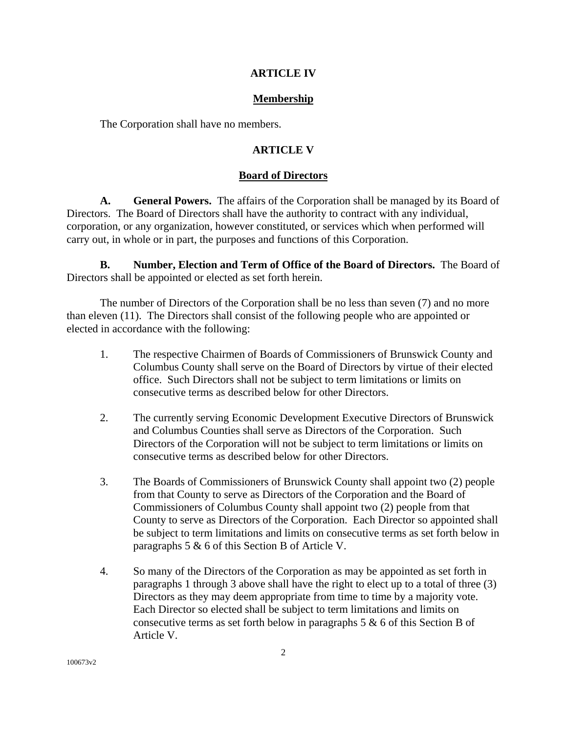## ARTICLE IV

### Membership

The Corporation shall have no members.

## ARTICLE V

### Board of Directors

**A. General Powers.** The affairs of the Corporation shall be managed by its Board of Directors. The Board of Directors shall have the authority to contract with any individual, corporation, or any organization, however constituted, or services which when performed will carry out, in whole or in part, the purposes and functions of this Corporation.

**B. Number, Election and Term of Office of the Board of Directors.** The Board of Directors shall be appointed or elected as set forth herein.

The number of Directors of the Corporation shall be no less than seven (7) and no more than eleven (11). The Directors shall consist of the following people who are appointed or elected in accordance with the following:

1. The respective Chairmen of Boards of Commissioners of Brunswick County and Columbus County shall serve on the Board of Directors by virtue of their elected office. Such Directors shall not be subject to term limitations or limits on consecutive terms as described below for other Directors.

2. The currently serving Economic Development Executive Directors of Brunswick and Columbus Counties shall serve as Directors of the Corporation. Such Directors of the Corporation will not be subject to term limitations or limits on consecutive terms as described below for other Directors.

3. The Boards of Commissioners of Brunswick County shall appoint two (2) people from that County to serve as Directors of the Corporation and the Board of Commissioners of Columbus County shall appoint two (2) people from that County to serve as Directors of the Corporation. Each Director so appointed shall be subject to term limitations and limits on consecutive terms as set forth below in paragraphs 5 & 6 of this Section B of Article V.

4. So many of the Directors of the Corporation as may be appointed as set forth in paragraphs 1 through 3 above shall have the right to elect up to a total of three (3) Directors as they may deem appropriate from time to time by a majority vote. Each Director so elected shall be subject to term limitations and limits on consecutive terms as set forth below in paragraphs 5 & 6 of this Section B of Article V.

100673v2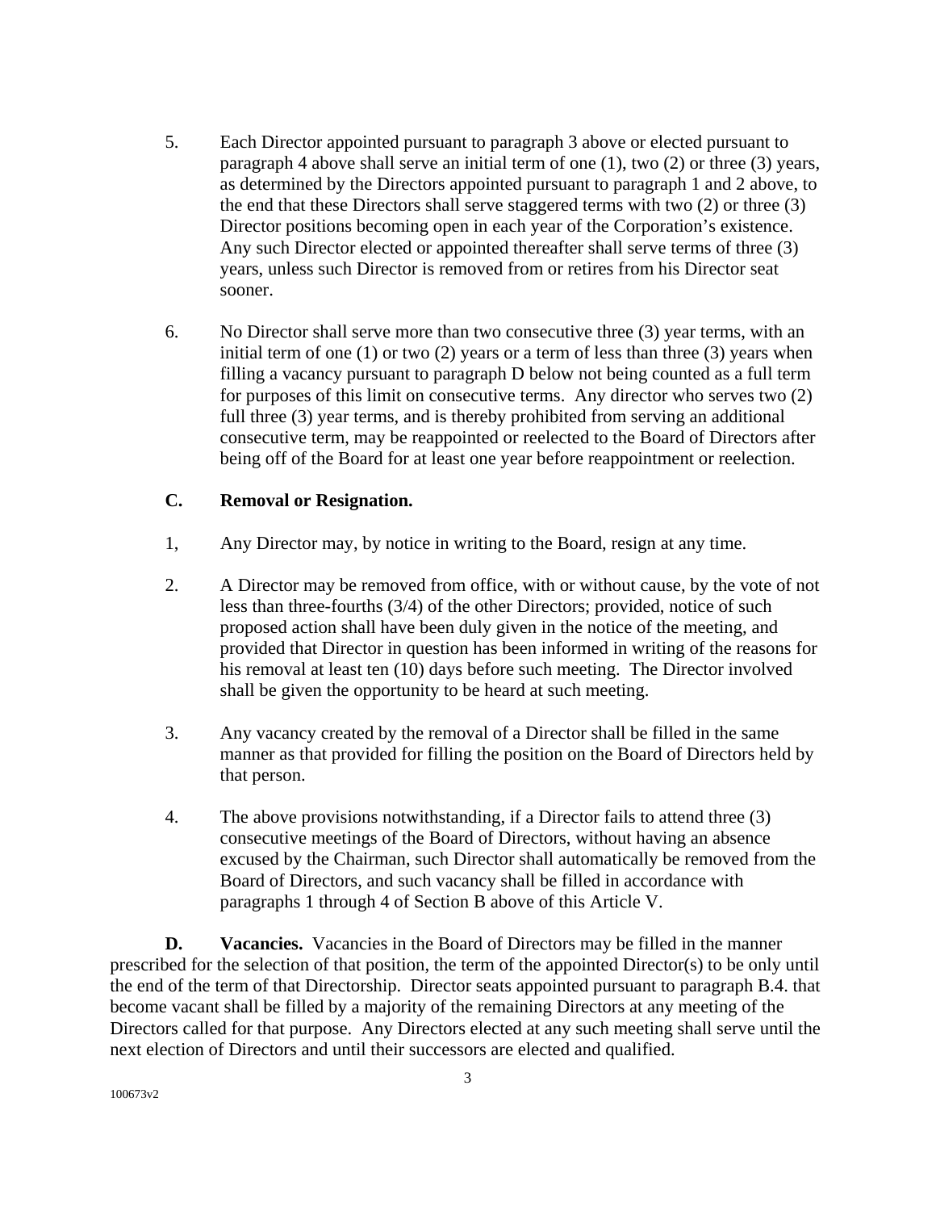5. Each Director appointed pursuant to paragraph 3 above or elected pursuant to paragraph 4 above shall serve an initial term of one (1), two (2) or three (3) years, as determined by the Directors appointed pursuant to paragraph 1 and 2 above, to the end that these Directors shall serve staggered terms with two (2) or three (3) Director positions becoming open in each year of the Corporation's existence. Any such Director elected or appointed thereafter shall serve terms of three (3) years, unless such Director is removed from or retires from his Director seat sooner.

6. No Director shall serve more than two consecutive three (3) year terms, with an initial term of one (1) or two (2) years or a term of less than three (3) years when filling a vacancy pursuant to paragraph D below not being counted as a full term for purposes of this limit on consecutive terms. Any director who serves two (2) full three (3) year terms, and is thereby prohibited from serving an additional consecutive term, may be reappointed or reelected to the Board of Directors after being off of the Board for at least one year before reappointment or reelection.

**C. Removal or Resignation.**

1, Any Director may, by notice in writing to the Board, resign at any time.

2. A Director may be removed from office, with or without cause, by the vote of not less than three-fourths (3/4) of the other Directors; provided, notice of such proposed action shall have been duly given in the notice of the meeting, and provided that Director in question has been informed in writing of the reasons for his removal at least ten (10) days before such meeting. The Director involved shall be given the opportunity to be heard at such meeting.

3. Any vacancy created by the removal of a Director shall be filled in the same manner as that provided for filling the position on the Board of Directors held by that person.

4. The above provisions notwithstanding, if a Director fails to attend three (3) consecutive meetings of the Board of Directors, without having an absence excused by the Chairman, such Director shall automatically be removed from the Board of Directors, and such vacancy shall be filled in accordance with paragraphs 1 through 4 of Section B above of this Article V.

**D. Vacancies.** Vacancies in the Board of Directors may be filled in the manner prescribed for the selection of that position, the term of the appointed Director(s) to be only until the end of the term of that Directorship. Director seats appointed pursuant to paragraph B.4. that become vacant shall be filled by a majority of the remaining Directors at any meeting of the Directors called for that purpose. Any Directors elected at any such meeting shall serve until the next election of Directors and until their successors are elected and qualified.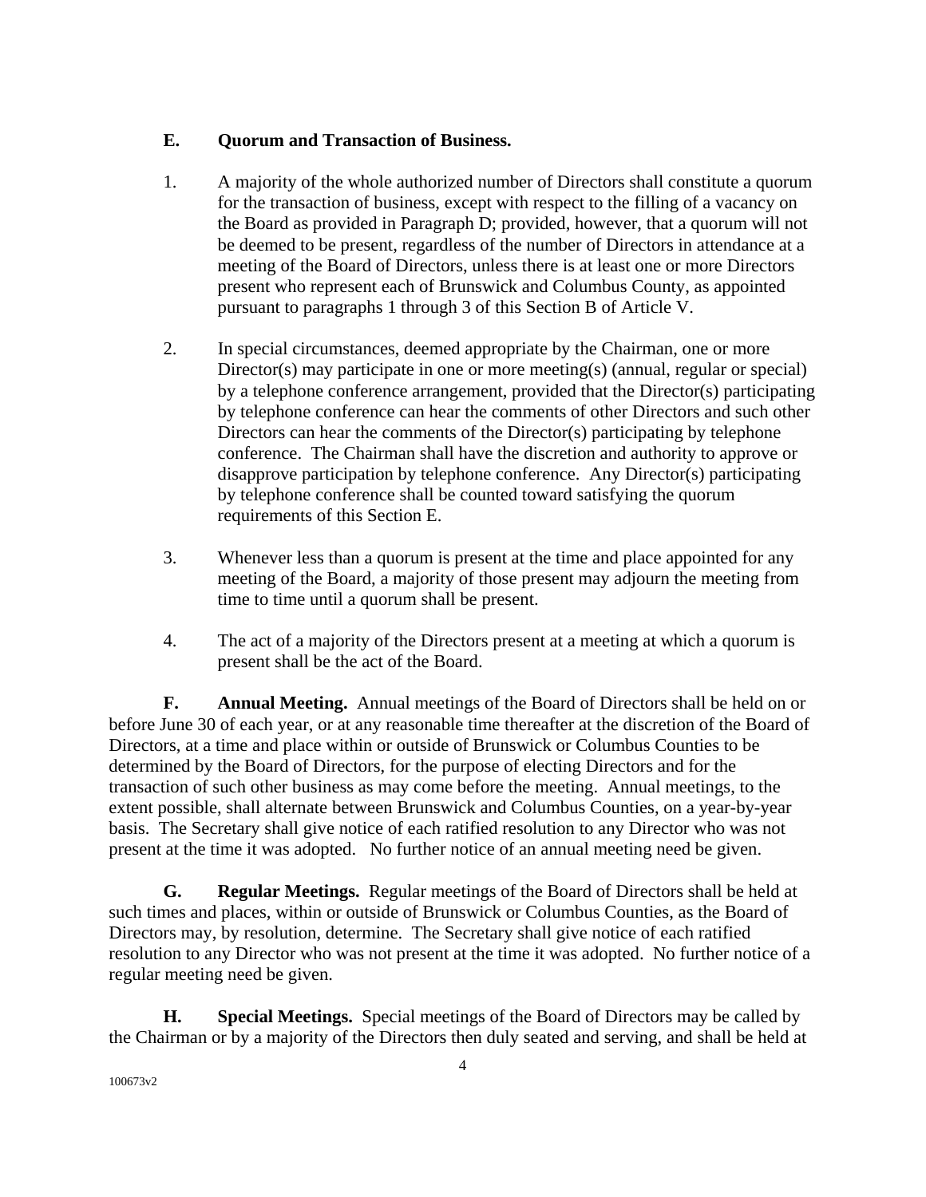### E. Quorum and Transaction of Business.

1. A majority of the whole authorized number of Directors shall constitute a quorum for the transaction of business, except with respect to the filling of a vacancy on the Board as provided in Paragraph D; provided, however, that a quorum will not be deemed to be present, regardless of the number of Directors in attendance at a meeting of the Board of Directors, unless there is at least one or more Directors present who represent each of Brunswick and Columbus County, as appointed pursuant to paragraphs 1 through 3 of this Section B of Article V.

2. In special circumstances, deemed appropriate by the Chairman, one or more Director(s) may participate in one or more meeting(s) (annual, regular or special) by a telephone conference arrangement, provided that the Director(s) participating by telephone conference can hear the comments of other Directors and such other Directors can hear the comments of the Director(s) participating by telephone conference. The Chairman shall have the discretion and authority to approve or disapprove participation by telephone conference. Any Director(s) participating by telephone conference shall be counted toward satisfying the quorum requirements of this Section E.

3. Whenever less than a quorum is present at the time and place appointed for any meeting of the Board, a majority of those present may adjourn the meeting from time to time until a quorum shall be present.

4. The act of a majority of the Directors present at a meeting at which a quorum is present shall be the act of the Board.

**F. Annual Meeting.** Annual meetings of the Board of Directors shall be held on or before June 30 of each year, or at any reasonable time thereafter at the discretion of the Board of Directors, at a time and place within or outside of Brunswick or Columbus Counties to be determined by the Board of Directors, for the purpose of electing Directors and for the transaction of such other business as may come before the meeting. Annual meetings, to the extent possible, shall alternate between Brunswick and Columbus Counties, on a year-by-year basis. The Secretary shall give notice of each ratified resolution to any Director who was not present at the time it was adopted. No further notice of an annual meeting need be given.

**G. Regular Meetings.** Regular meetings of the Board of Directors shall be held at such times and places, within or outside of Brunswick or Columbus Counties, as the Board of Directors may, by resolution, determine. The Secretary shall give notice of each ratified resolution to any Director who was not present at the time it was adopted. No further notice of a regular meeting need be given.

**H. Special Meetings.** Special meetings of the Board of Directors may be called by the Chairman or by a majority of the Directors then duly seated and serving, and shall be held at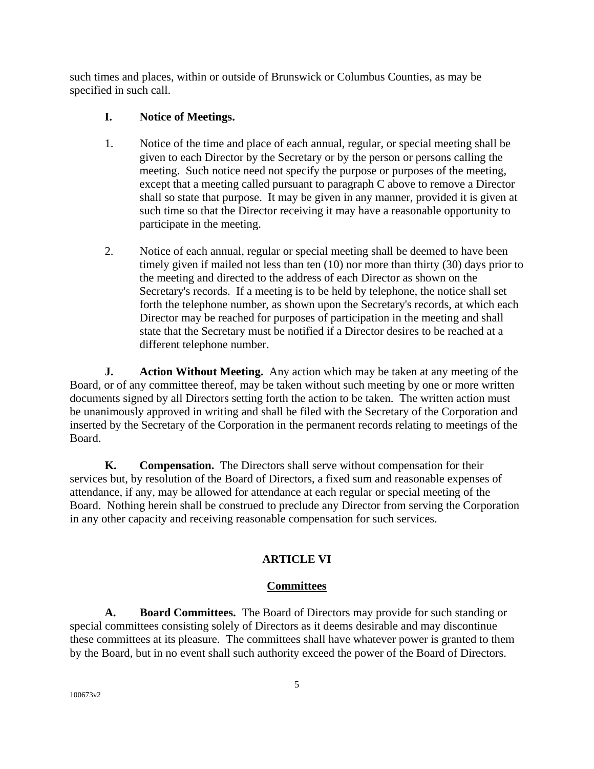such times and places, within or outside of Brunswick or Columbus Counties, as may be specified in such call.

**I. Notice of Meetings.**

1. Notice of the time and place of each annual, regular, or special meeting shall be given to each Director by the Secretary or by the person or persons calling the meeting. Such notice need not specify the purpose or purposes of the meeting, except that a meeting called pursuant to paragraph C above to remove a Director shall so state that purpose. It may be given in any manner, provided it is given at such time so that the Director receiving it may have a reasonable opportunity to participate in the meeting.

2. Notice of each annual, regular or special meeting shall be deemed to have been timely given if mailed not less than ten (10) nor more than thirty (30) days prior to the meeting and directed to the address of each Director as shown on the Secretary's records. If a meeting is to be held by telephone, the notice shall set forth the telephone number, as shown upon the Secretary's records, at which each Director may be reached for purposes of participation in the meeting and shall state that the Secretary must be notified if a Director desires to be reached at a different telephone number.

**J. Action Without Meeting.** Any action which may be taken at any meeting of the Board, or of any committee thereof, may be taken without such meeting by one or more written documents signed by all Directors setting forth the action to be taken. The written action must be unanimously approved in writing and shall be filed with the Secretary of the Corporation and inserted by the Secretary of the Corporation in the permanent records relating to meetings of the Board.

**K. Compensation.** The Directors shall serve without compensation for their services but, by resolution of the Board of Directors, a fixed sum and reasonable expenses of attendance, if any, may be allowed for attendance at each regular or special meeting of the Board. Nothing herein shall be construed to preclude any Director from serving the Corporation in any other capacity and receiving reasonable compensation for such services.

## ARTICLE VI

## Committees

**A. Board Committees.** The Board of Directors may provide for such standing or special committees consisting solely of Directors as it deems desirable and may discontinue these committees at its pleasure. The committees shall have whatever power is granted to them by the Board, but in no event shall such authority exceed the power of the Board of Directors.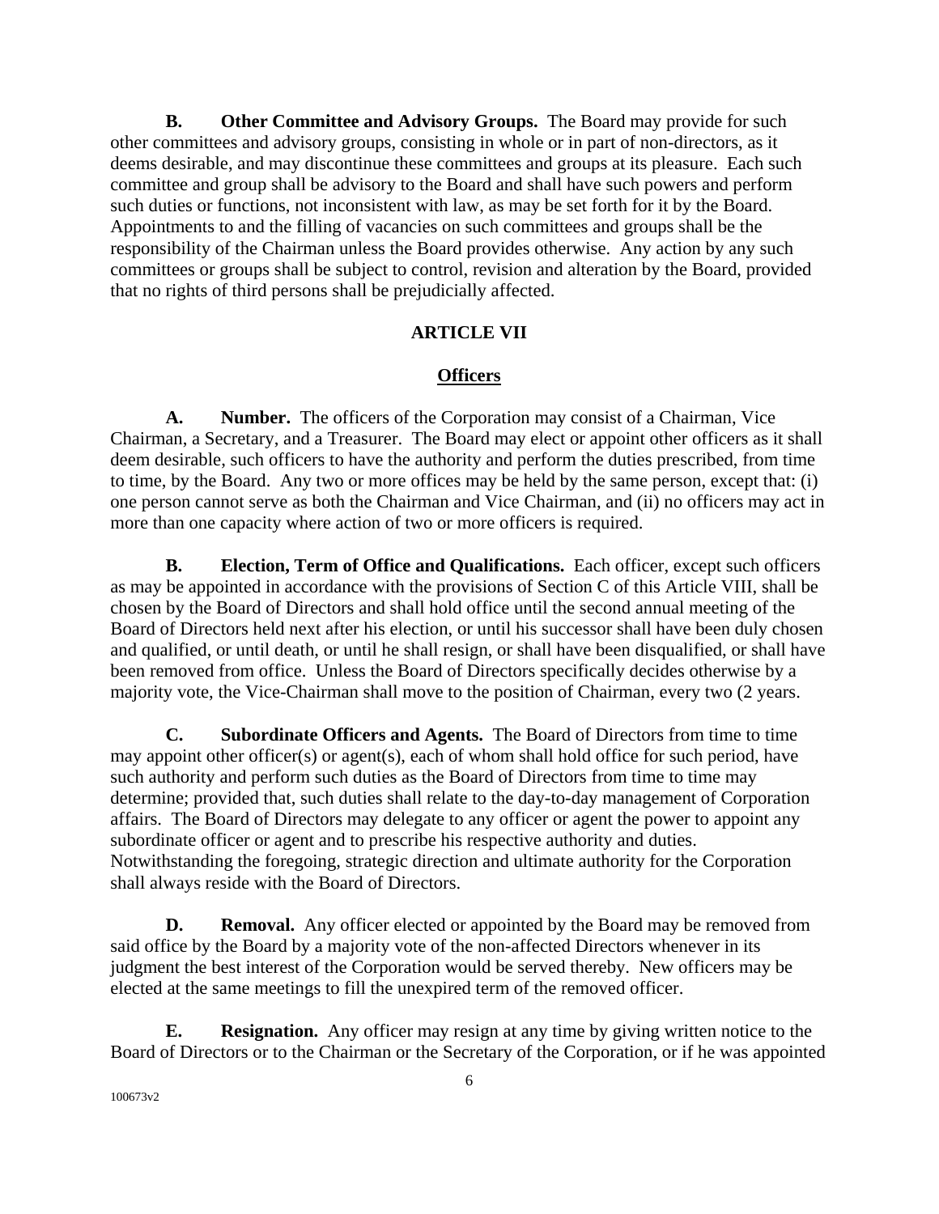**B. Other Committee and Advisory Groups.** The Board may provide for such other committees and advisory groups, consisting in whole or in part of non-directors, as it deems desirable, and may discontinue these committees and groups at its pleasure. Each such committee and group shall be advisory to the Board and shall have such powers and perform such duties or functions, not inconsistent with law, as may be set forth for it by the Board. Appointments to and the filling of vacancies on such committees and groups shall be the responsibility of the Chairman unless the Board provides otherwise. Any action by any such committees or groups shall be subject to control, revision and alteration by the Board, provided that no rights of third persons shall be prejudicially affected.

## ARTICLE VII

## Officers

**A. Number.** The officers of the Corporation may consist of a Chairman, Vice Chairman, a Secretary, and a Treasurer. The Board may elect or appoint other officers as it shall deem desirable, such officers to have the authority and perform the duties prescribed, from time to time, by the Board. Any two or more offices may be held by the same person, except that: (i) one person cannot serve as both the Chairman and Vice Chairman, and (ii) no officers may act in more than one capacity where action of two or more officers is required.

**B. Election, Term of Office and Qualifications.** Each officer, except such officers as may be appointed in accordance with the provisions of Section C of this Article VIII, shall be chosen by the Board of Directors and shall hold office until the second annual meeting of the Board of Directors held next after his election, or until his successor shall have been duly chosen and qualified, or until death, or until he shall resign, or shall have been disqualified, or shall have been removed from office. Unless the Board of Directors specifically decides otherwise by a majority vote, the Vice-Chairman shall move to the position of Chairman, every two (2 years.

**C. Subordinate Officers and Agents.** The Board of Directors from time to time may appoint other officer(s) or agent(s), each of whom shall hold office for such period, have such authority and perform such duties as the Board of Directors from time to time may determine; provided that, such duties shall relate to the day-to-day management of Corporation affairs. The Board of Directors may delegate to any officer or agent the power to appoint any subordinate officer or agent and to prescribe his respective authority and duties. Notwithstanding the foregoing, strategic direction and ultimate authority for the Corporation shall always reside with the Board of Directors.

**D. Removal.** Any officer elected or appointed by the Board may be removed from said office by the Board by a majority vote of the non-affected Directors whenever in its judgment the best interest of the Corporation would be served thereby. New officers may be elected at the same meetings to fill the unexpired term of the removed officer.

**E. Resignation.** Any officer may resign at any time by giving written notice to the Board of Directors or to the Chairman or the Secretary of the Corporation, or if he was appointed

100673v2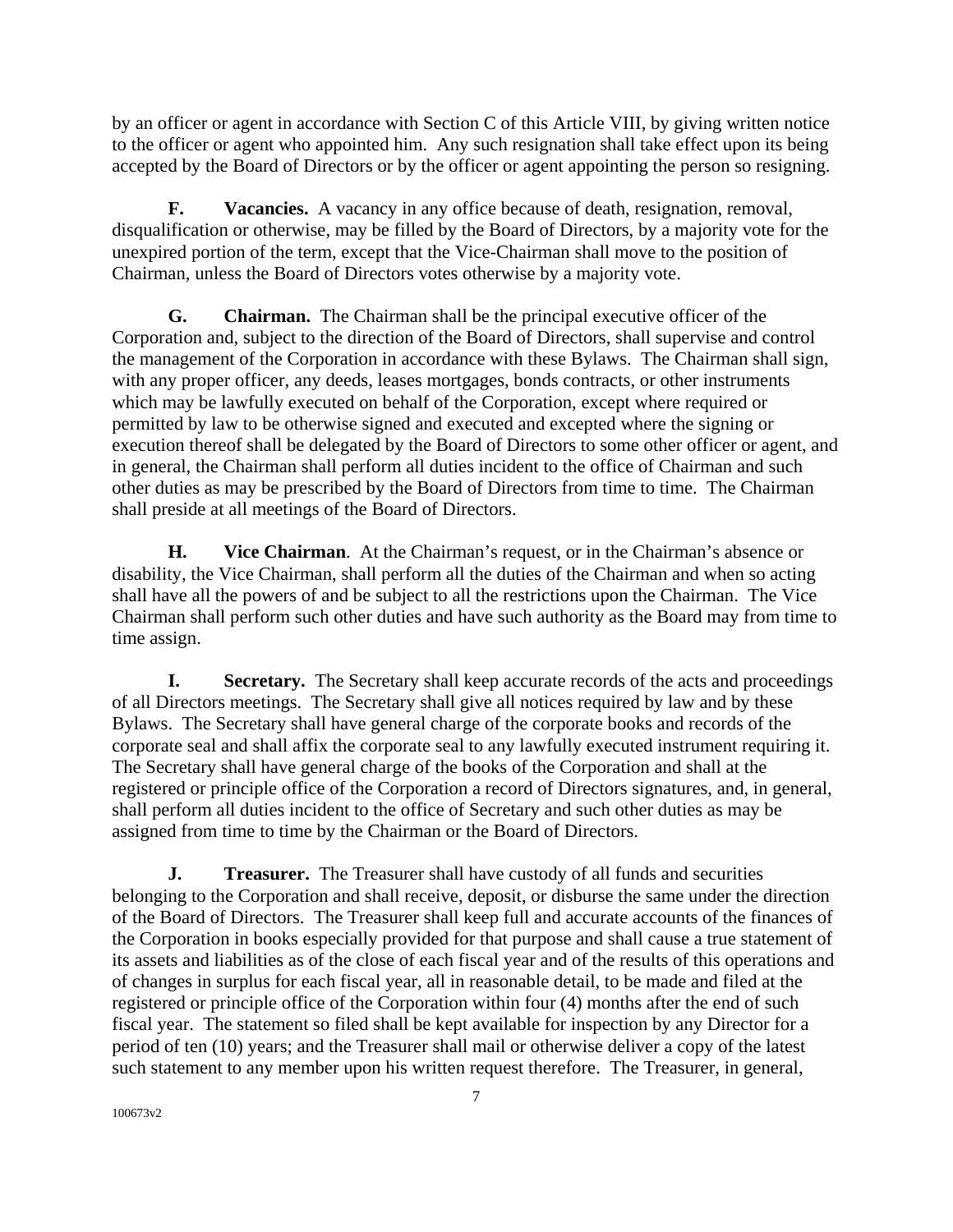by an officer or agent in accordance with Section C of this Article VIII, by giving written notice to the officer or agent who appointed him. Any such resignation shall take effect upon its being accepted by the Board of Directors or by the officer or agent appointing the person so resigning.

**F. Vacancies.** A vacancy in any office because of death, resignation, removal, disqualification or otherwise, may be filled by the Board of Directors, by a majority vote for the unexpired portion of the term, except that the Vice-Chairman shall move to the position of Chairman, unless the Board of Directors votes otherwise by a majority vote.

**G. Chairman.** The Chairman shall be the principal executive officer of the Corporation and, subject to the direction of the Board of Directors, shall supervise and control the management of the Corporation in accordance with these Bylaws. The Chairman shall sign, with any proper officer, any deeds, leases mortgages, bonds contracts, or other instruments which may be lawfully executed on behalf of the Corporation, except where required or permitted by law to be otherwise signed and executed and excepted where the signing or execution thereof shall be delegated by the Board of Directors to some other officer or agent, and in general, the Chairman shall perform all duties incident to the office of Chairman and such other duties as may be prescribed by the Board of Directors from time to time. The Chairman shall preside at all meetings of the Board of Directors.

**H. Vice Chairman**. At the Chairman's request, or in the Chairman's absence or disability, the Vice Chairman, shall perform all the duties of the Chairman and when so acting shall have all the powers of and be subject to all the restrictions upon the Chairman. The Vice Chairman shall perform such other duties and have such authority as the Board may from time to time assign.

**I. Secretary.** The Secretary shall keep accurate records of the acts and proceedings of all Directors meetings. The Secretary shall give all notices required by law and by these Bylaws. The Secretary shall have general charge of the corporate books and records of the corporate seal and shall affix the corporate seal to any lawfully executed instrument requiring it. The Secretary shall have general charge of the books of the Corporation and shall at the registered or principle office of the Corporation a record of Directors signatures, and, in general, shall perform all duties incident to the office of Secretary and such other duties as may be assigned from time to time by the Chairman or the Board of Directors.

**J. Treasurer.** The Treasurer shall have custody of all funds and securities belonging to the Corporation and shall receive, deposit, or disburse the same under the direction of the Board of Directors. The Treasurer shall keep full and accurate accounts of the finances of the Corporation in books especially provided for that purpose and shall cause a true statement of its assets and liabilities as of the close of each fiscal year and of the results of this operations and of changes in surplus for each fiscal year, all in reasonable detail, to be made and filed at the registered or principle office of the Corporation within four (4) months after the end of such fiscal year. The statement so filed shall be kept available for inspection by any Director for a period of ten (10) years; and the Treasurer shall mail or otherwise deliver a copy of the latest such statement to any member upon his written request therefore. The Treasurer, in general,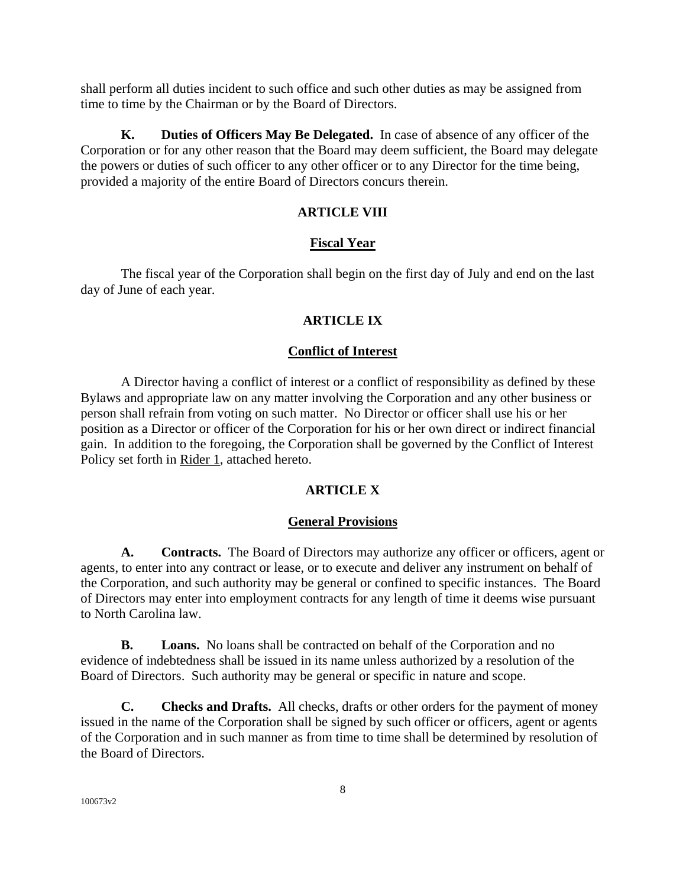shall perform all duties incident to such office and such other duties as may be assigned from time to time by the Chairman or by the Board of Directors.

**K. Duties of Officers May Be Delegated.** In case of absence of any officer of the Corporation or for any other reason that the Board may deem sufficient, the Board may delegate the powers or duties of such officer to any other officer or to any Director for the time being, provided a majority of the entire Board of Directors concurs therein.

## ARTICLE VIII

## Fiscal Year

The fiscal year of the Corporation shall begin on the first day of July and end on the last day of June of each year.

## ARTICLE IX

## Conflict of Interest

A Director having a conflict of interest or a conflict of responsibility as defined by these Bylaws and appropriate law on any matter involving the Corporation and any other business or person shall refrain from voting on such matter. No Director or officer shall use his or her position as a Director or officer of the Corporation for his or her own direct or indirect financial gain. In addition to the foregoing, the Corporation shall be governed by the Conflict of Interest Policy set forth in Rider 1, attached hereto.

## ARTICLE X

## General Provisions

**A. Contracts.** The Board of Directors may authorize any officer or officers, agent or agents, to enter into any contract or lease, or to execute and deliver any instrument on behalf of the Corporation, and such authority may be general or confined to specific instances. The Board of Directors may enter into employment contracts for any length of time it deems wise pursuant to North Carolina law.

**B. Loans.** No loans shall be contracted on behalf of the Corporation and no evidence of indebtedness shall be issued in its name unless authorized by a resolution of the Board of Directors. Such authority may be general or specific in nature and scope.

**C. Checks and Drafts.** All checks, drafts or other orders for the payment of money issued in the name of the Corporation shall be signed by such officer or officers, agent or agents of the Corporation and in such manner as from time to time shall be determined by resolution of the Board of Directors.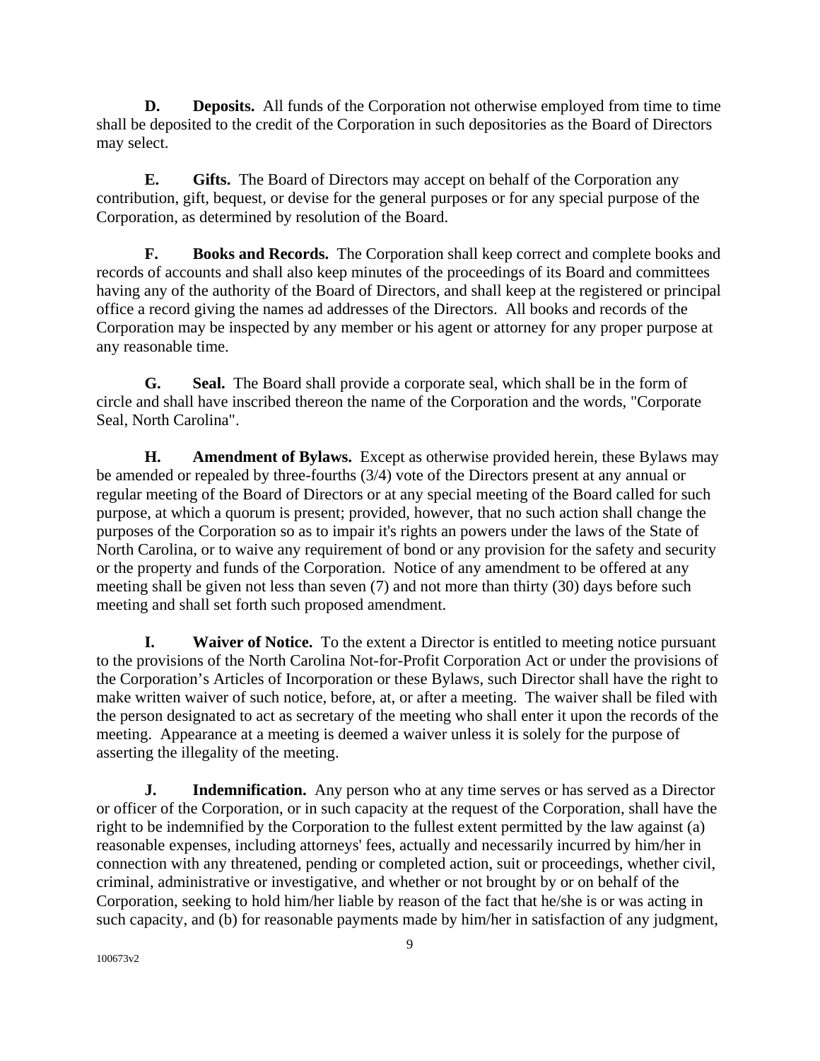**D. Deposits.** All funds of the Corporation not otherwise employed from time to time shall be deposited to the credit of the Corporation in such depositories as the Board of Directors may select.

**E. Gifts.** The Board of Directors may accept on behalf of the Corporation any contribution, gift, bequest, or devise for the general purposes or for any special purpose of the Corporation, as determined by resolution of the Board.

**F. Books and Records.** The Corporation shall keep correct and complete books and records of accounts and shall also keep minutes of the proceedings of its Board and committees having any of the authority of the Board of Directors, and shall keep at the registered or principal office a record giving the names ad addresses of the Directors. All books and records of the Corporation may be inspected by any member or his agent or attorney for any proper purpose at any reasonable time.

**G. Seal.** The Board shall provide a corporate seal, which shall be in the form of circle and shall have inscribed thereon the name of the Corporation and the words, "Corporate Seal, North Carolina".

**H. Amendment of Bylaws.** Except as otherwise provided herein, these Bylaws may be amended or repealed by three-fourths (3/4) vote of the Directors present at any annual or regular meeting of the Board of Directors or at any special meeting of the Board called for such purpose, at which a quorum is present; provided, however, that no such action shall change the purposes of the Corporation so as to impair it's rights an powers under the laws of the State of North Carolina, or to waive any requirement of bond or any provision for the safety and security or the property and funds of the Corporation. Notice of any amendment to be offered at any meeting shall be given not less than seven (7) and not more than thirty (30) days before such meeting and shall set forth such proposed amendment.

**I. Waiver of Notice.** To the extent a Director is entitled to meeting notice pursuant to the provisions of the North Carolina Not-for-Profit Corporation Act or under the provisions of the Corporation's Articles of Incorporation or these Bylaws, such Director shall have the right to make written waiver of such notice, before, at, or after a meeting. The waiver shall be filed with the person designated to act as secretary of the meeting who shall enter it upon the records of the meeting. Appearance at a meeting is deemed a waiver unless it is solely for the purpose of asserting the illegality of the meeting.

**J. Indemnification.** Any person who at any time serves or has served as a Director or officer of the Corporation, or in such capacity at the request of the Corporation, shall have the right to be indemnified by the Corporation to the fullest extent permitted by the law against (a) reasonable expenses, including attorneys' fees, actually and necessarily incurred by him/her in connection with any threatened, pending or completed action, suit or proceedings, whether civil, criminal, administrative or investigative, and whether or not brought by or on behalf of the Corporation, seeking to hold him/her liable by reason of the fact that he/she is or was acting in such capacity, and (b) for reasonable payments made by him/her in satisfaction of any judgment,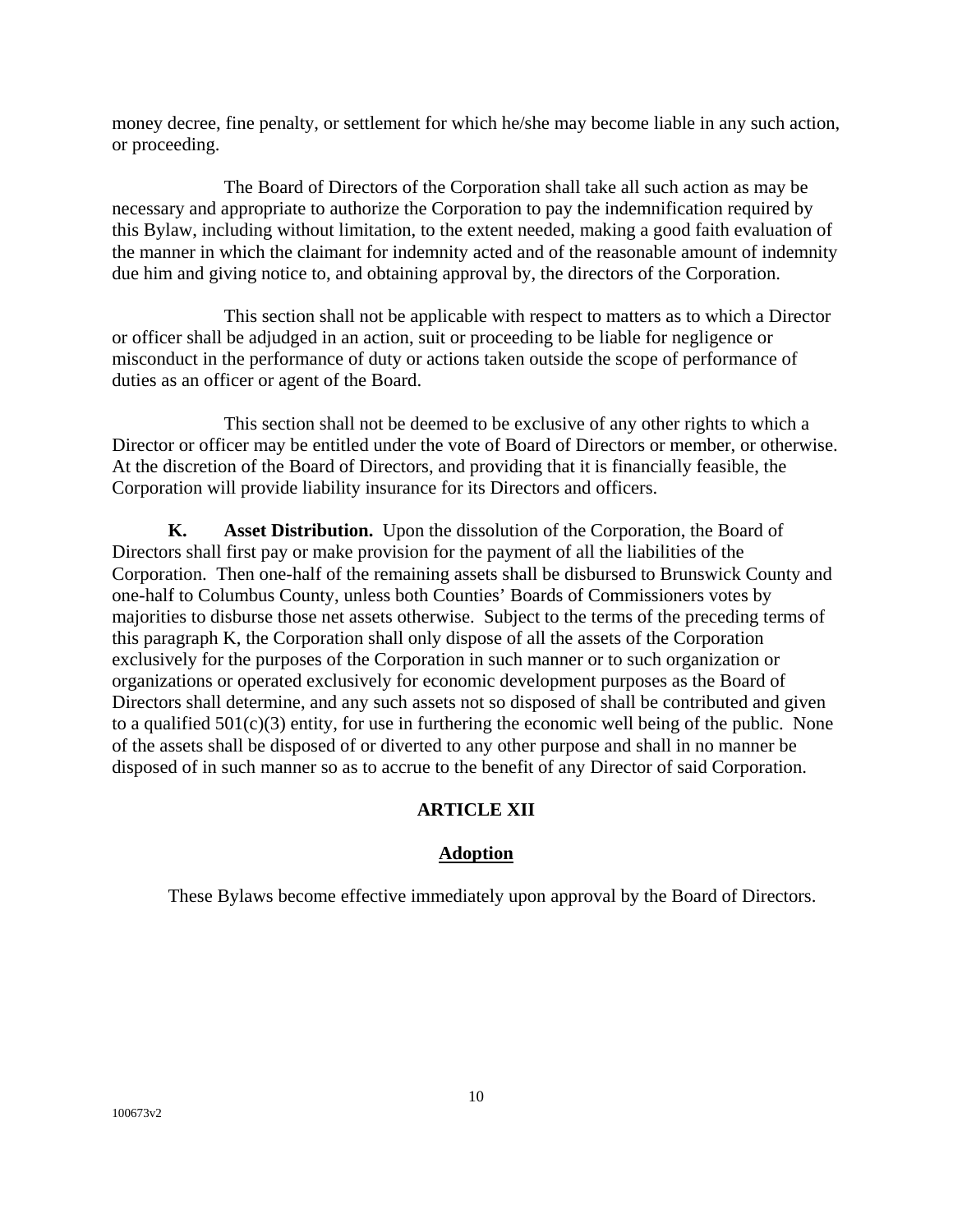money decree, fine penalty, or settlement for which he/she may become liable in any such action, or proceeding.

The Board of Directors of the Corporation shall take all such action as may be necessary and appropriate to authorize the Corporation to pay the indemnification required by this Bylaw, including without limitation, to the extent needed, making a good faith evaluation of the manner in which the claimant for indemnity acted and of the reasonable amount of indemnity due him and giving notice to, and obtaining approval by, the directors of the Corporation.

This section shall not be applicable with respect to matters as to which a Director or officer shall be adjudged in an action, suit or proceeding to be liable for negligence or misconduct in the performance of duty or actions taken outside the scope of performance of duties as an officer or agent of the Board.

This section shall not be deemed to be exclusive of any other rights to which a Director or officer may be entitled under the vote of Board of Directors or member, or otherwise. At the discretion of the Board of Directors, and providing that it is financially feasible, the Corporation will provide liability insurance for its Directors and officers.

**K. Asset Distribution.** Upon the dissolution of the Corporation, the Board of Directors shall first pay or make provision for the payment of all the liabilities of the Corporation. Then one-half of the remaining assets shall be disbursed to Brunswick County and one-half to Columbus County, unless both Counties' Boards of Commissioners votes by majorities to disburse those net assets otherwise. Subject to the terms of the preceding terms of this paragraph K, the Corporation shall only dispose of all the assets of the Corporation exclusively for the purposes of the Corporation in such manner or to such organization or organizations or operated exclusively for economic development purposes as the Board of Directors shall determine, and any such assets not so disposed of shall be contributed and given to a qualified 501(c)(3) entity, for use in furthering the economic well being of the public. None of the assets shall be disposed of or diverted to any other purpose and shall in no manner be disposed of in such manner so as to accrue to the benefit of any Director of said Corporation.

## ARTICLE XII

## Adoption

These Bylaws become effective immediately upon approval by the Board of Directors.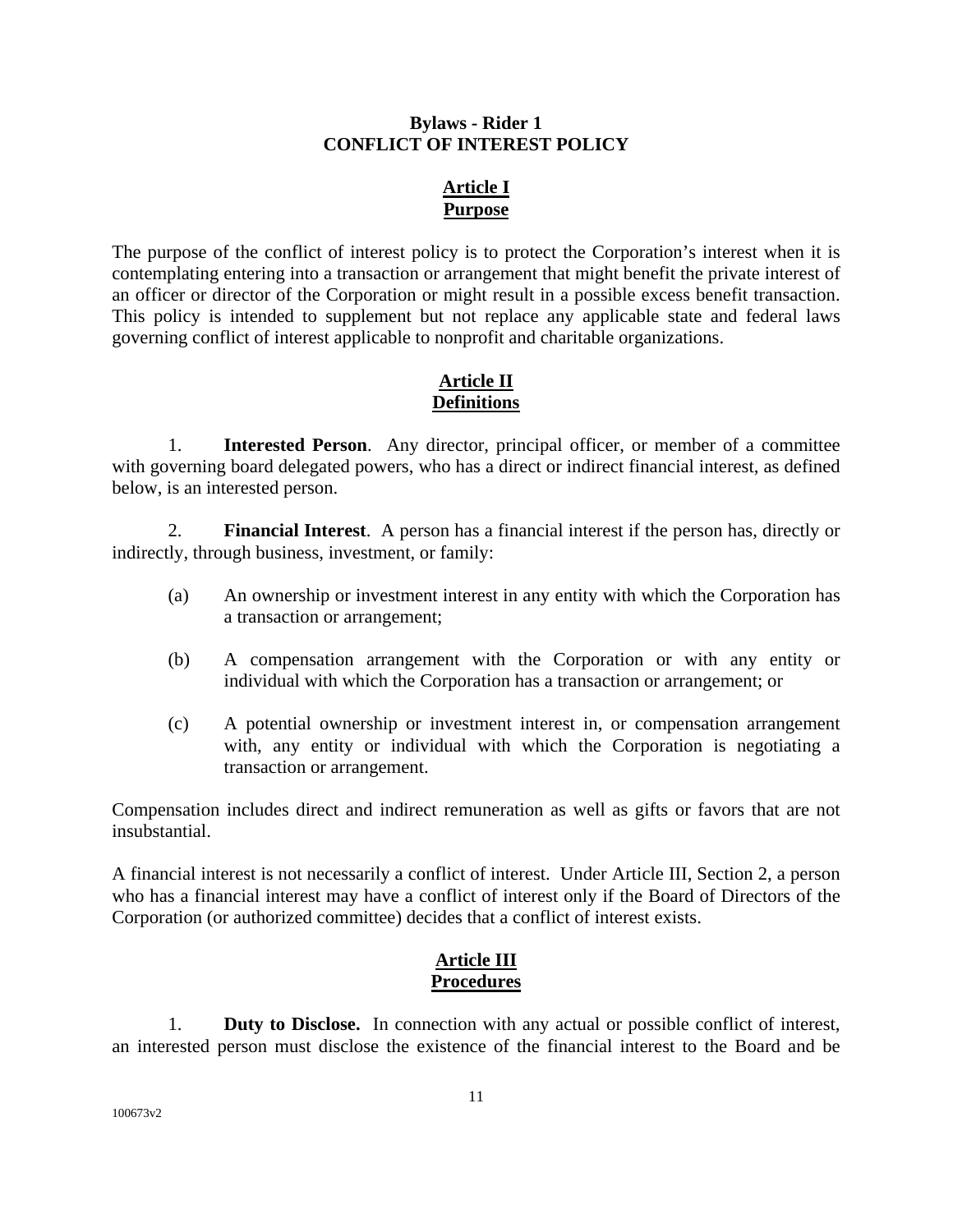## Bylaws - Rider 1
## CONFLICT OF INTEREST POLICY

### Article I
### Purpose

The purpose of the conflict of interest policy is to protect the Corporation's interest when it is contemplating entering into a transaction or arrangement that might benefit the private interest of an officer or director of the Corporation or might result in a possible excess benefit transaction. This policy is intended to supplement but not replace any applicable state and federal laws governing conflict of interest applicable to nonprofit and charitable organizations.

### Article II
### Definitions

1. **Interested Person**. Any director, principal officer, or member of a committee with governing board delegated powers, who has a direct or indirect financial interest, as defined below, is an interested person.

2. **Financial Interest**. A person has a financial interest if the person has, directly or indirectly, through business, investment, or family:

   (a) An ownership or investment interest in any entity with which the Corporation has a transaction or arrangement;

   (b) A compensation arrangement with the Corporation or with any entity or individual with which the Corporation has a transaction or arrangement; or

   (c) A potential ownership or investment interest in, or compensation arrangement with, any entity or individual with which the Corporation is negotiating a transaction or arrangement.

Compensation includes direct and indirect remuneration as well as gifts or favors that are not insubstantial.

A financial interest is not necessarily a conflict of interest. Under Article III, Section 2, a person who has a financial interest may have a conflict of interest only if the Board of Directors of the Corporation (or authorized committee) decides that a conflict of interest exists.

### Article III
### Procedures

1. **Duty to Disclose.** In connection with any actual or possible conflict of interest, an interested person must disclose the existence of the financial interest to the Board and be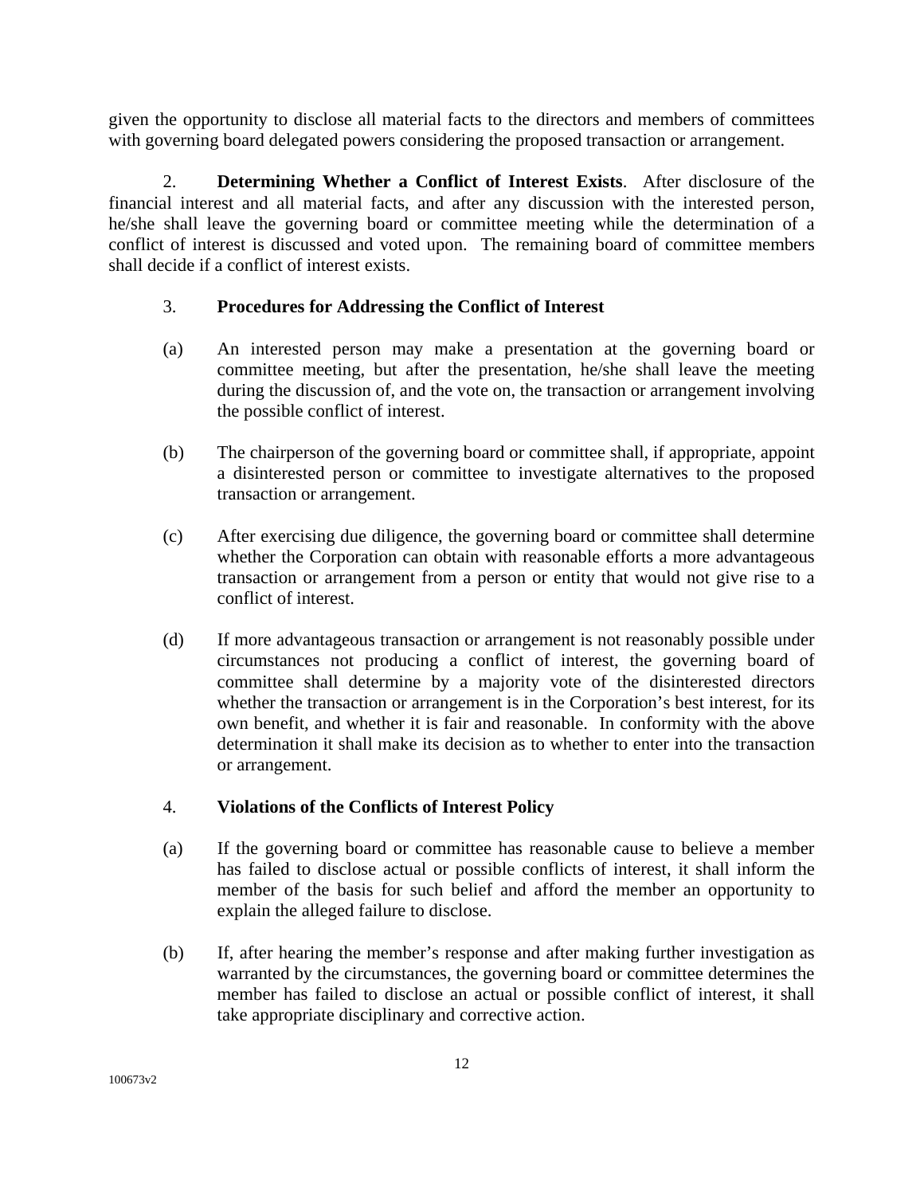given the opportunity to disclose all material facts to the directors and members of committees with governing board delegated powers considering the proposed transaction or arrangement.

2. **Determining Whether a Conflict of Interest Exists**. After disclosure of the financial interest and all material facts, and after any discussion with the interested person, he/she shall leave the governing board or committee meeting while the determination of a conflict of interest is discussed and voted upon. The remaining board of committee members shall decide if a conflict of interest exists.

3. **Procedures for Addressing the Conflict of Interest**

(a) An interested person may make a presentation at the governing board or committee meeting, but after the presentation, he/she shall leave the meeting during the discussion of, and the vote on, the transaction or arrangement involving the possible conflict of interest.

(b) The chairperson of the governing board or committee shall, if appropriate, appoint a disinterested person or committee to investigate alternatives to the proposed transaction or arrangement.

(c) After exercising due diligence, the governing board or committee shall determine whether the Corporation can obtain with reasonable efforts a more advantageous transaction or arrangement from a person or entity that would not give rise to a conflict of interest.

(d) If more advantageous transaction or arrangement is not reasonably possible under circumstances not producing a conflict of interest, the governing board of committee shall determine by a majority vote of the disinterested directors whether the transaction or arrangement is in the Corporation's best interest, for its own benefit, and whether it is fair and reasonable. In conformity with the above determination it shall make its decision as to whether to enter into the transaction or arrangement.

4. **Violations of the Conflicts of Interest Policy**

(a) If the governing board or committee has reasonable cause to believe a member has failed to disclose actual or possible conflicts of interest, it shall inform the member of the basis for such belief and afford the member an opportunity to explain the alleged failure to disclose.

(b) If, after hearing the member's response and after making further investigation as warranted by the circumstances, the governing board or committee determines the member has failed to disclose an actual or possible conflict of interest, it shall take appropriate disciplinary and corrective action.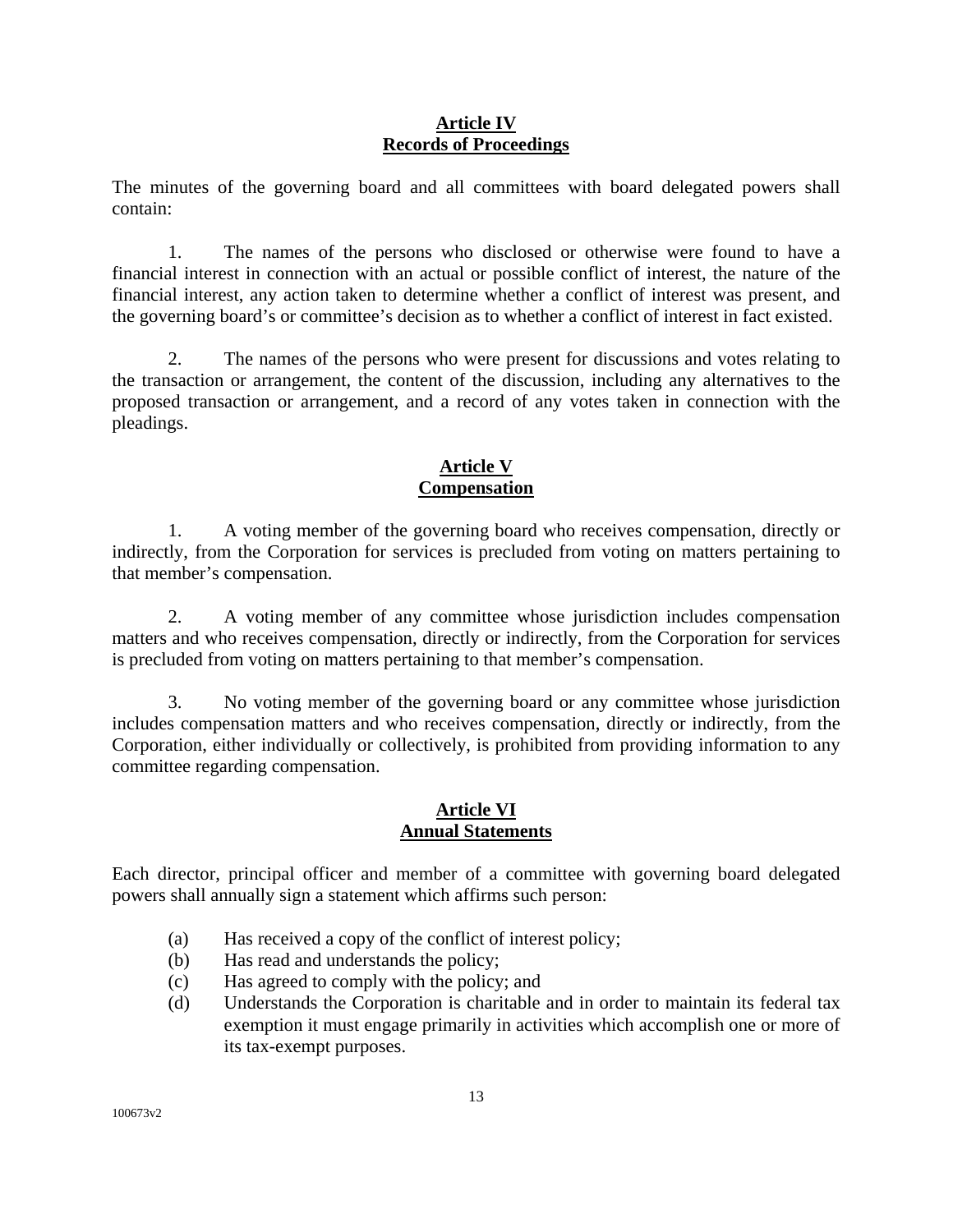## Article IV
## Records of Proceedings

The minutes of the governing board and all committees with board delegated powers shall contain:

1. The names of the persons who disclosed or otherwise were found to have a financial interest in connection with an actual or possible conflict of interest, the nature of the financial interest, any action taken to determine whether a conflict of interest was present, and the governing board's or committee's decision as to whether a conflict of interest in fact existed.

2. The names of the persons who were present for discussions and votes relating to the transaction or arrangement, the content of the discussion, including any alternatives to the proposed transaction or arrangement, and a record of any votes taken in connection with the pleadings.

## Article V
## Compensation

1. A voting member of the governing board who receives compensation, directly or indirectly, from the Corporation for services is precluded from voting on matters pertaining to that member's compensation.

2. A voting member of any committee whose jurisdiction includes compensation matters and who receives compensation, directly or indirectly, from the Corporation for services is precluded from voting on matters pertaining to that member's compensation.

3. No voting member of the governing board or any committee whose jurisdiction includes compensation matters and who receives compensation, directly or indirectly, from the Corporation, either individually or collectively, is prohibited from providing information to any committee regarding compensation.

## Article VI
## Annual Statements

Each director, principal officer and member of a committee with governing board delegated powers shall annually sign a statement which affirms such person:

(a) Has received a copy of the conflict of interest policy;
(b) Has read and understands the policy;
(c) Has agreed to comply with the policy; and
(d) Understands the Corporation is charitable and in order to maintain its federal tax exemption it must engage primarily in activities which accomplish one or more of its tax-exempt purposes.

100673v2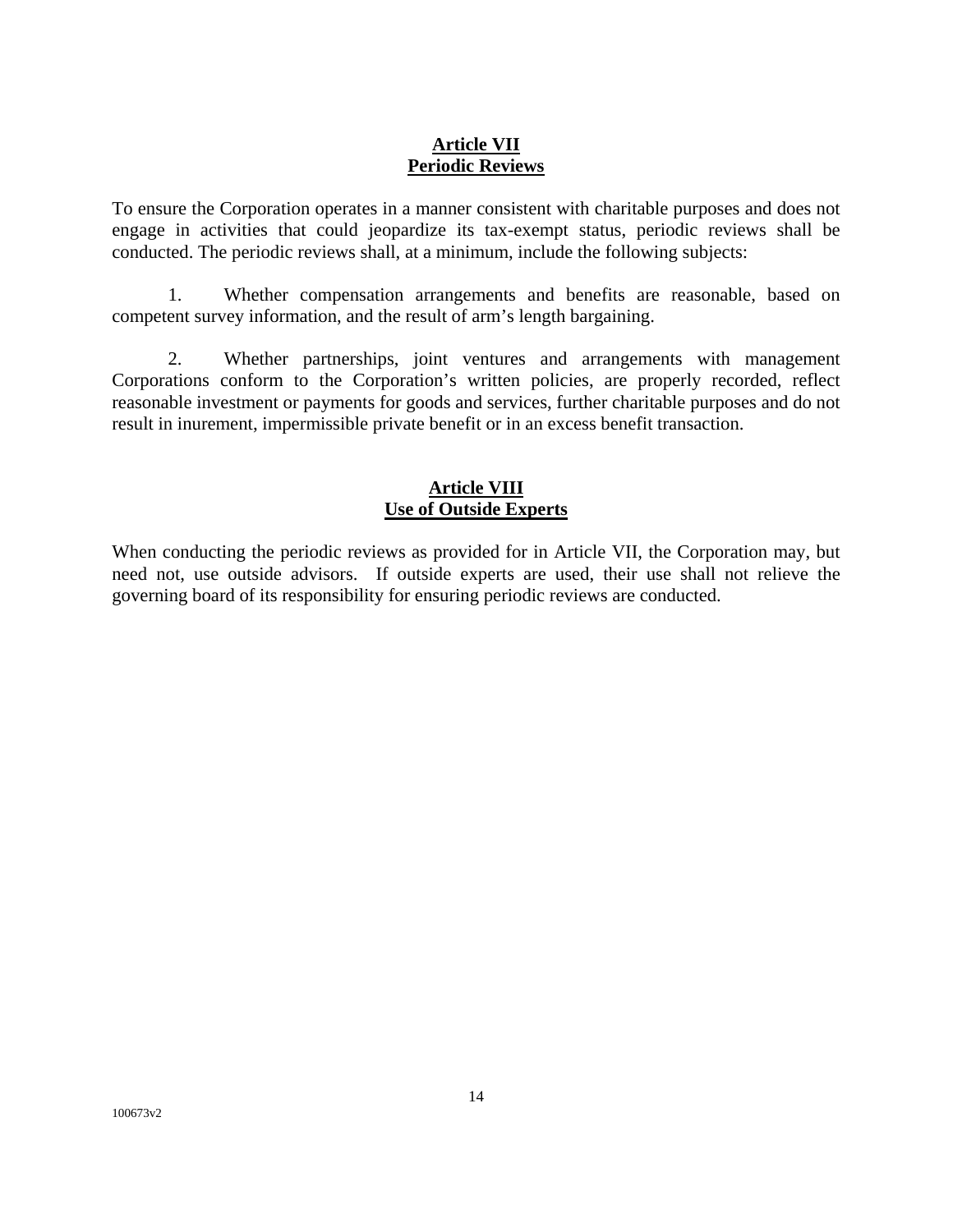## Article VII
## Periodic Reviews

To ensure the Corporation operates in a manner consistent with charitable purposes and does not engage in activities that could jeopardize its tax-exempt status, periodic reviews shall be conducted. The periodic reviews shall, at a minimum, include the following subjects:

1. Whether compensation arrangements and benefits are reasonable, based on competent survey information, and the result of arm's length bargaining.

2. Whether partnerships, joint ventures and arrangements with management Corporations conform to the Corporation's written policies, are properly recorded, reflect reasonable investment or payments for goods and services, further charitable purposes and do not result in inurement, impermissible private benefit or in an excess benefit transaction.

## Article VIII
## Use of Outside Experts

When conducting the periodic reviews as provided for in Article VII, the Corporation may, but need not, use outside advisors. If outside experts are used, their use shall not relieve the governing board of its responsibility for ensuring periodic reviews are conducted.

100673v2